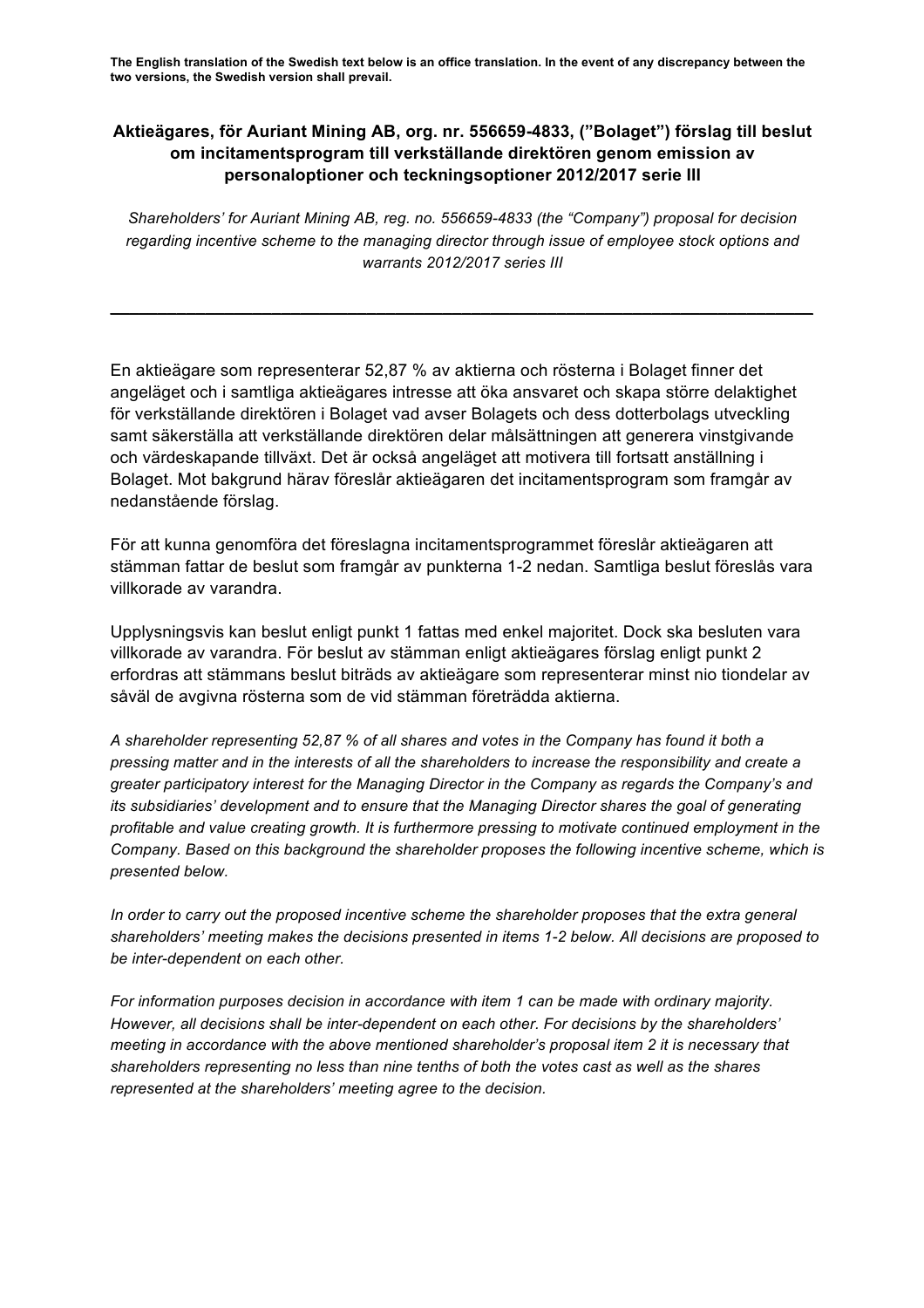**The English translation of the Swedish text below is an office translation. In the event of any discrepancy between the two versions, the Swedish version shall prevail.**

# Aktieägares, för Auriant Mining AB, org. nr. 556659-4833, (”Bolaget”) förslag till beslut om incitamentsprogram till verkställande direktören genom emission av personaloptioner och teckningsoptioner 2012/2017 serie III

*Shareholders' for Auriant Mining AB, reg. no. 556659-4833 (the "Company") proposal for decision regarding incentive scheme to the managing director through issue of employee stock options and warrants 2012/2017 series III*

---

En aktieägare som representerar 52,87 % av aktierna och rösterna i Bolaget finner det angeläget och i samtliga aktieägares intresse att öka ansvaret och skapa större delaktighet för verkställande direktören i Bolaget vad avser Bolagets och dess dotterbolags utveckling samt säkerställa att verkställande direktören delar målsättningen att generera vinstgivande och värdeskapande tillväxt. Det är också angeläget att motivera till fortsatt anställning i Bolaget. Mot bakgrund härav föreslår aktieägaren det incitamentsprogram som framgår av nedanstående förslag.

För att kunna genomföra det föreslagna incitamentsprogrammet föreslår aktieägaren att stämman fattar de beslut som framgår av punkterna 1-2 nedan. Samtliga beslut föreslås vara villkorade av varandra.

Upplysningsvis kan beslut enligt punkt 1 fattas med enkel majoritet. Dock ska besluten vara villkorade av varandra. För beslut av stämman enligt aktieägares förslag enligt punkt 2 erfordras att stämmans beslut biträds av aktieägare som representerar minst nio tiondelar av såväl de avgivna rösterna som de vid stämman företrädda aktierna.

*A shareholder representing 52,87 % of all shares and votes in the Company has found it both a pressing matter and in the interests of all the shareholders to increase the responsibility and create a greater participatory interest for the Managing Director in the Company as regards the Company's and its subsidiaries' development and to ensure that the Managing Director shares the goal of generating profitable and value creating growth. It is furthermore pressing to motivate continued employment in the Company. Based on this background the shareholder proposes the following incentive scheme, which is presented below.*

*In order to carry out the proposed incentive scheme the shareholder proposes that the extra general shareholders' meeting makes the decisions presented in items 1-2 below. All decisions are proposed to be inter-dependent on each other.*

*For information purposes decision in accordance with item 1 can be made with ordinary majority. However, all decisions shall be inter-dependent on each other. For decisions by the shareholders' meeting in accordance with the above mentioned shareholder's proposal item 2 it is necessary that shareholders representing no less than nine tenths of both the votes cast as well as the shares represented at the shareholders' meeting agree to the decision.*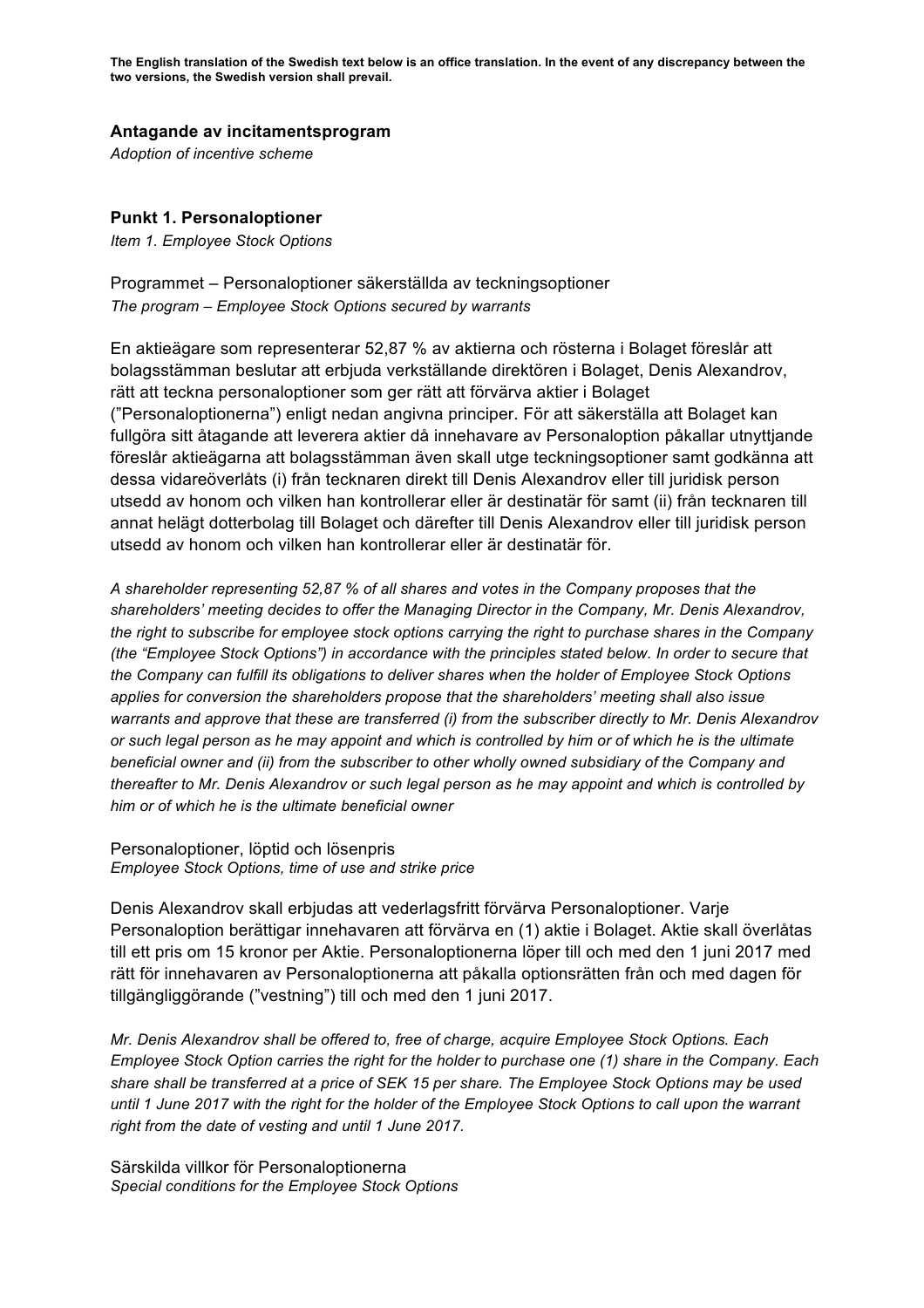**The English translation of the Swedish text below is an office translation. In the event of any discrepancy between the two versions, the Swedish version shall prevail.**

**Antagande av incitamentsprogram**

*Adoption of incentive scheme*

**Punkt 1. Personaloptioner**

*Item 1. Employee Stock Options*

Programmet – Personaloptioner säkerställda av teckningsoptioner

*The program – Employee Stock Options secured by warrants*

En aktieägare som representerar 52,87 % av aktierna och rösterna i Bolaget föreslår att bolagsstämman beslutar att erbjuda verkställande direktören i Bolaget, Denis Alexandrov, rätt att teckna personaloptioner som ger rätt att förvärva aktier i Bolaget ("Personaloptionerna") enligt nedan angivna principer. För att säkerställa att Bolaget kan fullgöra sitt åtagande att leverera aktier då innehavare av Personaloption påkallar utnyttjande föreslår aktieägarna att bolagsstämman även skall utge teckningsoptioner samt godkänna att dessa vidareöverlåts (i) från tecknaren direkt till Denis Alexandrov eller till juridisk person utsedd av honom och vilken han kontrollerar eller är destinatär för samt (ii) från tecknaren till annat helägt dotterbolag till Bolaget och därefter till Denis Alexandrov eller till juridisk person utsedd av honom och vilken han kontrollerar eller är destinatär för.

*A shareholder representing 52,87 % of all shares and votes in the Company proposes that the shareholders' meeting decides to offer the Managing Director in the Company, Mr. Denis Alexandrov, the right to subscribe for employee stock options carrying the right to purchase shares in the Company (the "Employee Stock Options") in accordance with the principles stated below. In order to secure that the Company can fulfill its obligations to deliver shares when the holder of Employee Stock Options applies for conversion the shareholders propose that the shareholders' meeting shall also issue warrants and approve that these are transferred (i) from the subscriber directly to Mr. Denis Alexandrov or such legal person as he may appoint and which is controlled by him or of which he is the ultimate beneficial owner and (ii) from the subscriber to other wholly owned subsidiary of the Company and thereafter to Mr. Denis Alexandrov or such legal person as he may appoint and which is controlled by him or of which he is the ultimate beneficial owner*

Personaloptioner, löptid och lösenpris

*Employee Stock Options, time of use and strike price*

Denis Alexandrov skall erbjudas att vederlagsfritt förvärva Personaloptioner. Varje Personaloption berättigar innehavaren att förvärva en (1) aktie i Bolaget. Aktie skall överlåtas till ett pris om 15 kronor per Aktie. Personaloptionerna löper till och med den 1 juni 2017 med rätt för innehavaren av Personaloptionerna att påkalla optionsrätten från och med dagen för tillgängliggörande ("vestning") till och med den 1 juni 2017.

*Mr. Denis Alexandrov shall be offered to, free of charge, acquire Employee Stock Options. Each Employee Stock Option carries the right for the holder to purchase one (1) share in the Company. Each share shall be transferred at a price of SEK 15 per share. The Employee Stock Options may be used until 1 June 2017 with the right for the holder of the Employee Stock Options to call upon the warrant right from the date of vesting and until 1 June 2017.*

Särskilda villkor för Personaloptionerna

*Special conditions for the Employee Stock Options*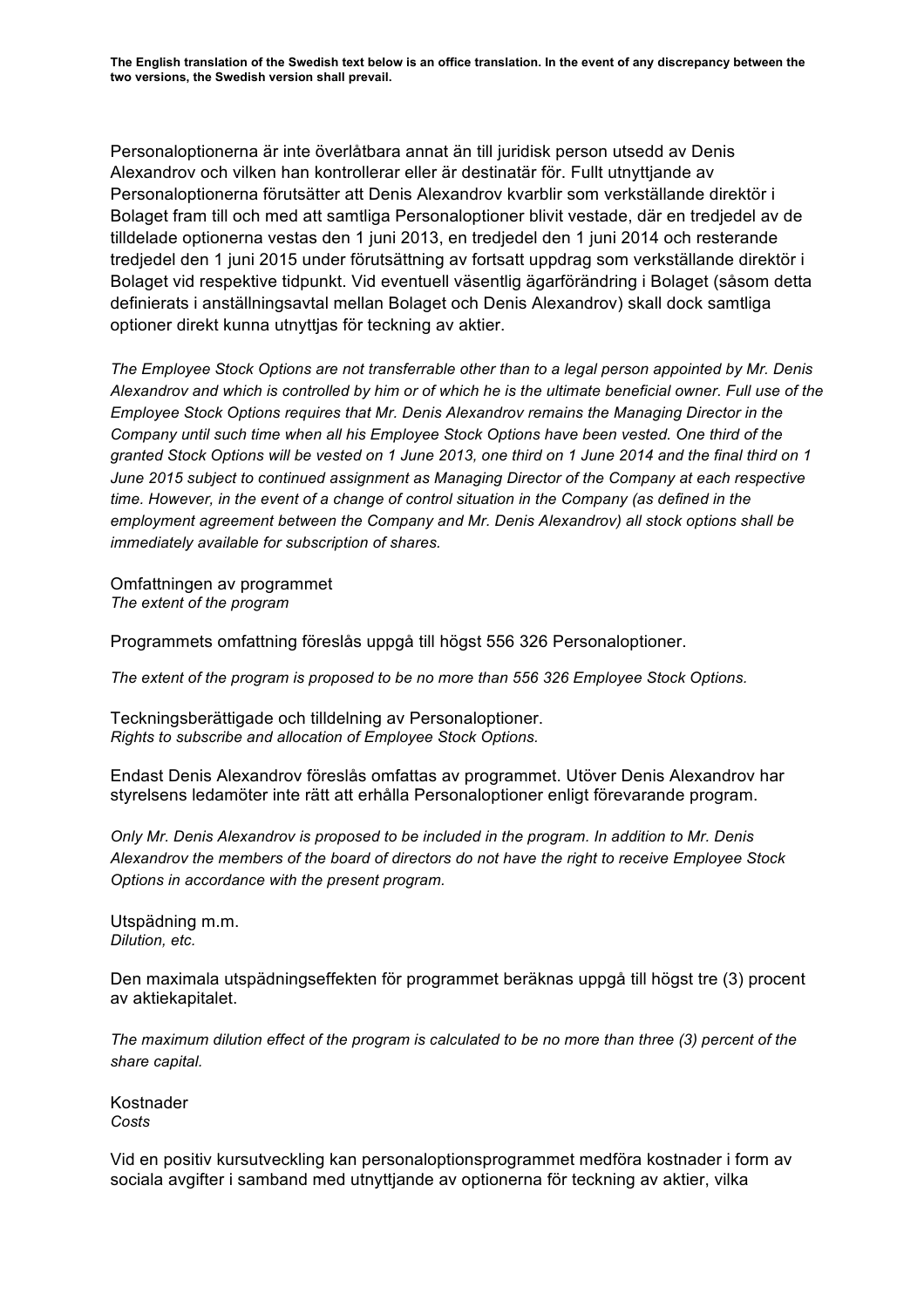**The English translation of the Swedish text below is an office translation. In the event of any discrepancy between the two versions, the Swedish version shall prevail.**

Personaloptionerna är inte överlåtbara annat än till juridisk person utsedd av Denis Alexandrov och vilken han kontrollerar eller är destinatär för. Fullt utnyttjande av Personaloptionerna förutsätter att Denis Alexandrov kvarblir som verkställande direktör i Bolaget fram till och med att samtliga Personaloptioner blivit vestade, där en tredjedel av de tilldelade optionerna vestas den 1 juni 2013, en tredjedel den 1 juni 2014 och resterande tredjedel den 1 juni 2015 under förutsättning av fortsatt uppdrag som verkställande direktör i Bolaget vid respektive tidpunkt. Vid eventuell väsentlig ägarförändring i Bolaget (såsom detta definierats i anställningsavtal mellan Bolaget och Denis Alexandrov) skall dock samtliga optioner direkt kunna utnyttjas för teckning av aktier.

*The Employee Stock Options are not transferrable other than to a legal person appointed by Mr. Denis Alexandrov and which is controlled by him or of which he is the ultimate beneficial owner. Full use of the Employee Stock Options requires that Mr. Denis Alexandrov remains the Managing Director in the Company until such time when all his Employee Stock Options have been vested. One third of the granted Stock Options will be vested on 1 June 2013, one third on 1 June 2014 and the final third on 1 June 2015 subject to continued assignment as Managing Director of the Company at each respective time. However, in the event of a change of control situation in the Company (as defined in the employment agreement between the Company and Mr. Denis Alexandrov) all stock options shall be immediately available for subscription of shares.*

Omfattningen av programmet
*The extent of the program*

Programmets omfattning föreslås uppgå till högst 556 326 Personaloptioner.

*The extent of the program is proposed to be no more than 556 326 Employee Stock Options.*

Teckningsberättigade och tilldelning av Personaloptioner.
*Rights to subscribe and allocation of Employee Stock Options.*

Endast Denis Alexandrov föreslås omfattas av programmet. Utöver Denis Alexandrov har styrelsens ledamöter inte rätt att erhålla Personaloptioner enligt förevarande program.

*Only Mr. Denis Alexandrov is proposed to be included in the program. In addition to Mr. Denis Alexandrov the members of the board of directors do not have the right to receive Employee Stock Options in accordance with the present program.*

Utspädning m.m.
*Dilution, etc.*

Den maximala utspädningseffekten för programmet beräknas uppgå till högst tre (3) procent av aktiekapitalet.

*The maximum dilution effect of the program is calculated to be no more than three (3) percent of the share capital.*

Kostnader
*Costs*

Vid en positiv kursutveckling kan personaloptionsprogrammet medföra kostnader i form av sociala avgifter i samband med utnyttjande av optionerna för teckning av aktier, vilka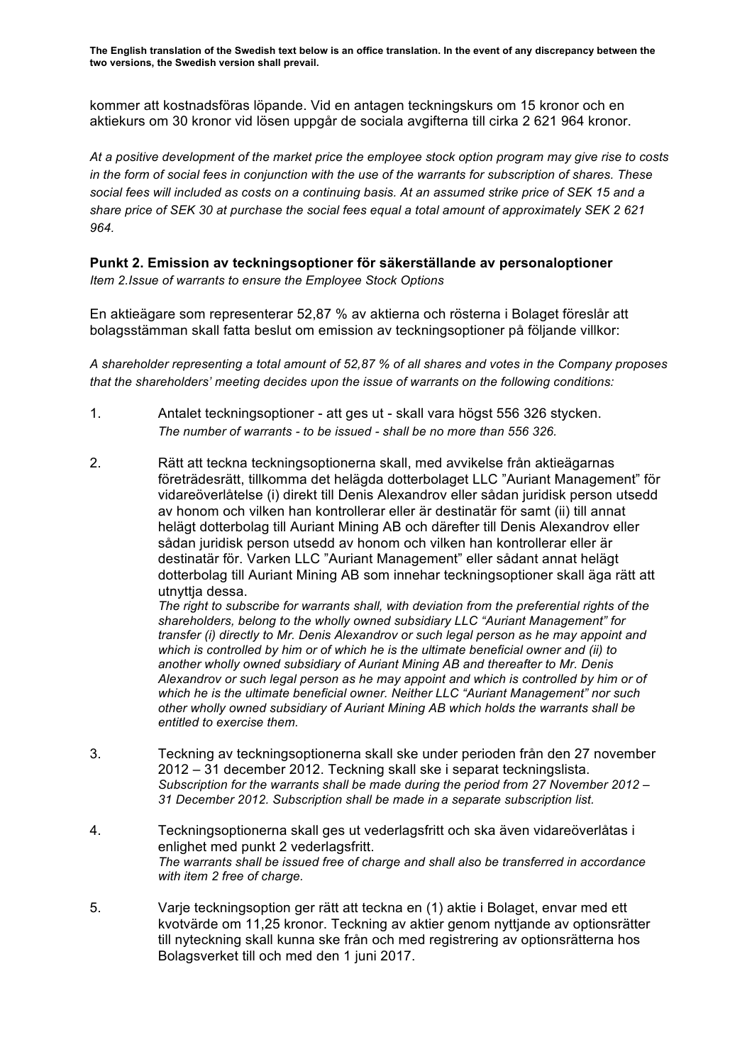**The English translation of the Swedish text below is an office translation. In the event of any discrepancy between the two versions, the Swedish version shall prevail.**

kommer att kostnadsföras löpande. Vid en antagen teckningskurs om 15 kronor och en aktiekurs om 30 kronor vid lösen uppgår de sociala avgifterna till cirka 2 621 964 kronor.

*At a positive development of the market price the employee stock option program may give rise to costs in the form of social fees in conjunction with the use of the warrants for subscription of shares. These social fees will included as costs on a continuing basis. At an assumed strike price of SEK 15 and a share price of SEK 30 at purchase the social fees equal a total amount of approximately SEK 2 621 964.*

**Punkt 2. Emission av teckningsoptioner för säkerställande av personaloptioner**
*Item 2.Issue of warrants to ensure the Employee Stock Options*

En aktieägare som representerar 52,87 % av aktierna och rösterna i Bolaget föreslår att bolagsstämman skall fatta beslut om emission av teckningsoptioner på följande villkor:

*A shareholder representing a total amount of 52,87 % of all shares and votes in the Company proposes that the shareholders' meeting decides upon the issue of warrants on the following conditions:*

1. Antalet teckningsoptioner - att ges ut - skall vara högst 556 326 stycken.
   *The number of warrants - to be issued - shall be no more than 556 326.*

2. Rätt att teckna teckningsoptionerna skall, med avvikelse från aktieägarnas företrädesrätt, tillkomma det helägda dotterbolaget LLC "Auriant Management" för vidareöverlåtelse (i) direkt till Denis Alexandrov eller sådan juridisk person utsedd av honom och vilken han kontrollerar eller är destinatär för samt (ii) till annat helägt dotterbolag till Auriant Mining AB och därefter till Denis Alexandrov eller sådan juridisk person utsedd av honom och vilken han kontrollerar eller är destinatär för. Varken LLC "Auriant Management" eller sådant annat helägt dotterbolag till Auriant Mining AB som innehar teckningsoptioner skall äga rätt att utnyttja dessa.
   *The right to subscribe for warrants shall, with deviation from the preferential rights of the shareholders, belong to the wholly owned subsidiary LLC "Auriant Management" for transfer (i) directly to Mr. Denis Alexandrov or such legal person as he may appoint and which is controlled by him or of which he is the ultimate beneficial owner and (ii) to another wholly owned subsidiary of Auriant Mining AB and thereafter to Mr. Denis Alexandrov or such legal person as he may appoint and which is controlled by him or of which he is the ultimate beneficial owner. Neither LLC "Auriant Management" nor such other wholly owned subsidiary of Auriant Mining AB which holds the warrants shall be entitled to exercise them.*

3. Teckning av teckningsoptionerna skall ske under perioden från den 27 november 2012 – 31 december 2012. Teckning skall ske i separat teckningslista.
   *Subscription for the warrants shall be made during the period from 27 November 2012 – 31 December 2012. Subscription shall be made in a separate subscription list.*

4. Teckningsoptionerna skall ges ut vederlagsfritt och ska även vidareöverlåtas i enlighet med punkt 2 vederlagsfritt.
   *The warrants shall be issued free of charge and shall also be transferred in accordance with item 2 free of charge.*

5. Varje teckningsoption ger rätt att teckna en (1) aktie i Bolaget, envar med ett kvotvärde om 11,25 kronor. Teckning av aktier genom nyttjande av optionsrätter till nyteckning skall kunna ske från och med registrering av optionsrätterna hos Bolagsverket till och med den 1 juni 2017.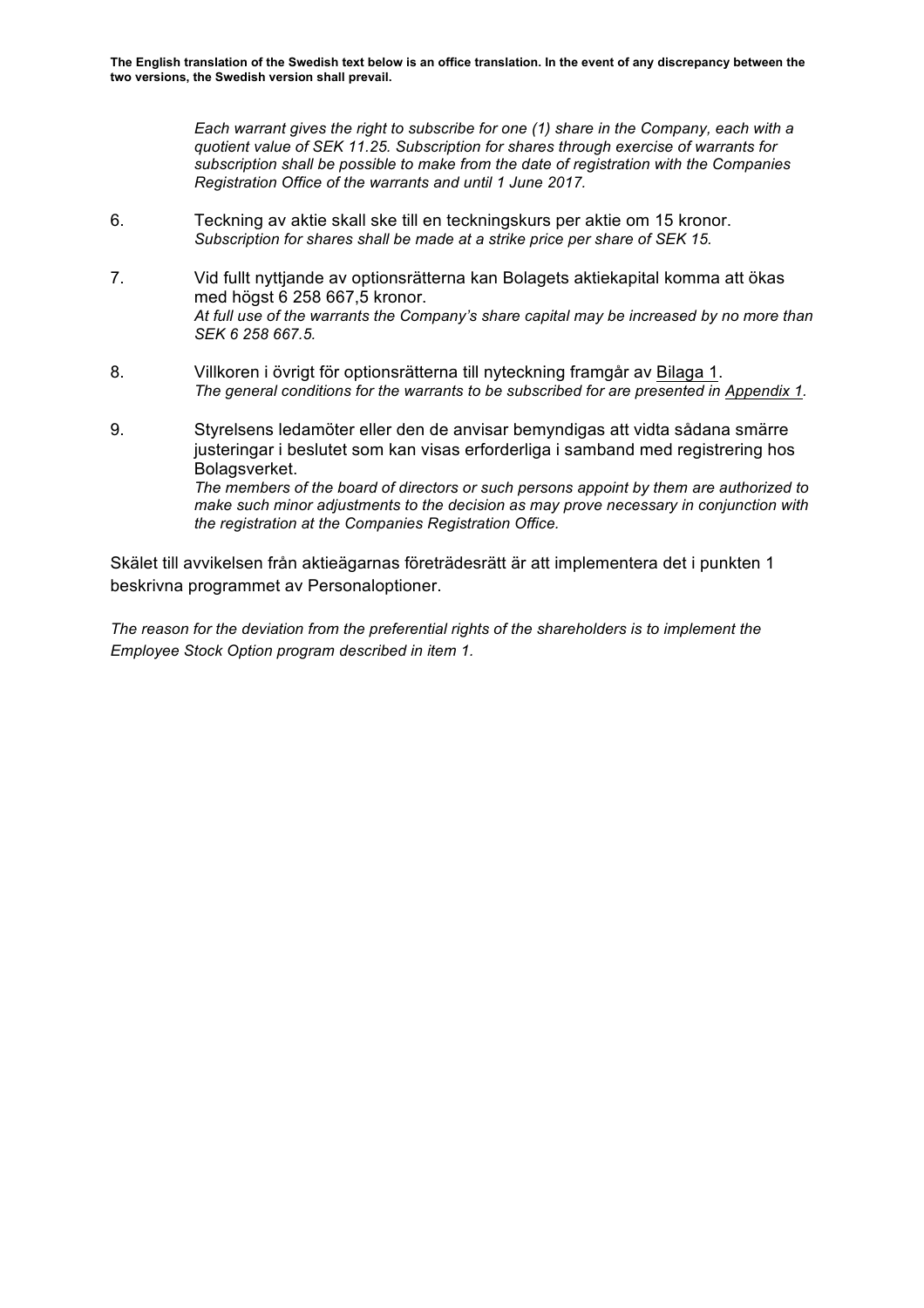**The English translation of the Swedish text below is an office translation. In the event of any discrepancy between the two versions, the Swedish version shall prevail.**

*Each warrant gives the right to subscribe for one (1) share in the Company, each with a quotient value of SEK 11.25. Subscription for shares through exercise of warrants for subscription shall be possible to make from the date of registration with the Companies Registration Office of the warrants and until 1 June 2017.*

6. Teckning av aktie skall ske till en teckningskurs per aktie om 15 kronor.
   *Subscription for shares shall be made at a strike price per share of SEK 15.*

7. Vid fullt nyttjande av optionsrätterna kan Bolagets aktiekapital komma att ökas med högst 6 258 667,5 kronor.
   *At full use of the warrants the Company's share capital may be increased by no more than SEK 6 258 667.5.*

8. Villkoren i övrigt för optionsrätterna till nyteckning framgår av Bilaga 1.
   *The general conditions for the warrants to be subscribed for are presented in Appendix 1.*

9. Styrelsens ledamöter eller den de anvisar bemyndigas att vidta sådana smärre justeringar i beslutet som kan visas erforderliga i samband med registrering hos Bolagsverket.
   *The members of the board of directors or such persons appoint by them are authorized to make such minor adjustments to the decision as may prove necessary in conjunction with the registration at the Companies Registration Office.*

Skälet till avvikelsen från aktieägarnas företrädesrätt är att implementera det i punkten 1 beskrivna programmet av Personaloptioner.

*The reason for the deviation from the preferential rights of the shareholders is to implement the Employee Stock Option program described in item 1.*